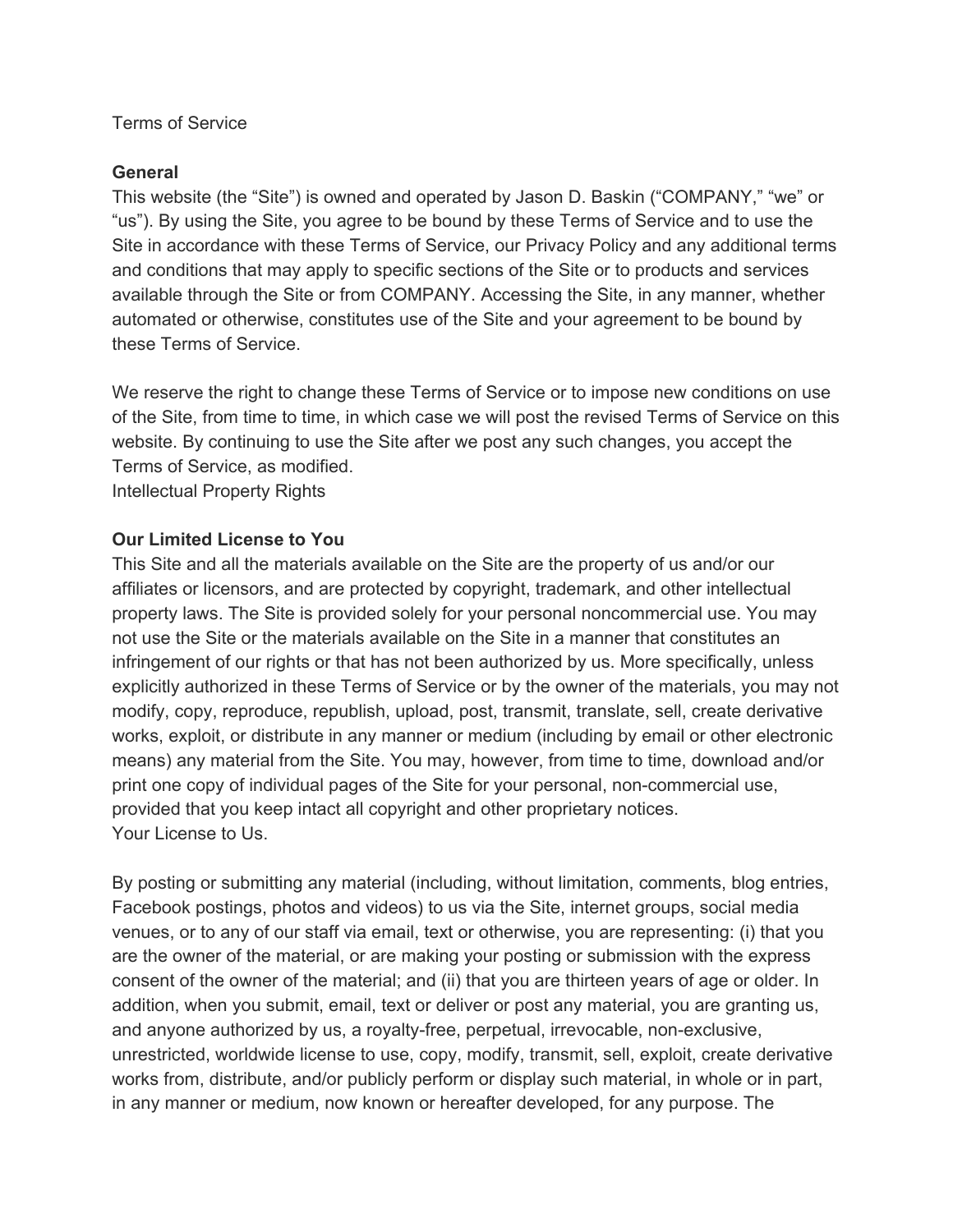Terms of Service

**General**

This website (the "Site") is owned and operated by Jason D. Baskin ("COMPANY," "we" or "us"). By using the Site, you agree to be bound by these Terms of Service and to use the Site in accordance with these Terms of Service, our Privacy Policy and any additional terms and conditions that may apply to specific sections of the Site or to products and services available through the Site or from COMPANY. Accessing the Site, in any manner, whether automated or otherwise, constitutes use of the Site and your agreement to be bound by these Terms of Service.

We reserve the right to change these Terms of Service or to impose new conditions on use of the Site, from time to time, in which case we will post the revised Terms of Service on this website. By continuing to use the Site after we post any such changes, you accept the Terms of Service, as modified.

Intellectual Property Rights

**Our Limited License to You**

This Site and all the materials available on the Site are the property of us and/or our affiliates or licensors, and are protected by copyright, trademark, and other intellectual property laws. The Site is provided solely for your personal noncommercial use. You may not use the Site or the materials available on the Site in a manner that constitutes an infringement of our rights or that has not been authorized by us. More specifically, unless explicitly authorized in these Terms of Service or by the owner of the materials, you may not modify, copy, reproduce, republish, upload, post, transmit, translate, sell, create derivative works, exploit, or distribute in any manner or medium (including by email or other electronic means) any material from the Site. You may, however, from time to time, download and/or print one copy of individual pages of the Site for your personal, non-commercial use, provided that you keep intact all copyright and other proprietary notices.

Your License to Us.

By posting or submitting any material (including, without limitation, comments, blog entries, Facebook postings, photos and videos) to us via the Site, internet groups, social media venues, or to any of our staff via email, text or otherwise, you are representing: (i) that you are the owner of the material, or are making your posting or submission with the express consent of the owner of the material; and (ii) that you are thirteen years of age or older. In addition, when you submit, email, text or deliver or post any material, you are granting us, and anyone authorized by us, a royalty-free, perpetual, irrevocable, non-exclusive, unrestricted, worldwide license to use, copy, modify, transmit, sell, exploit, create derivative works from, distribute, and/or publicly perform or display such material, in whole or in part, in any manner or medium, now known or hereafter developed, for any purpose. The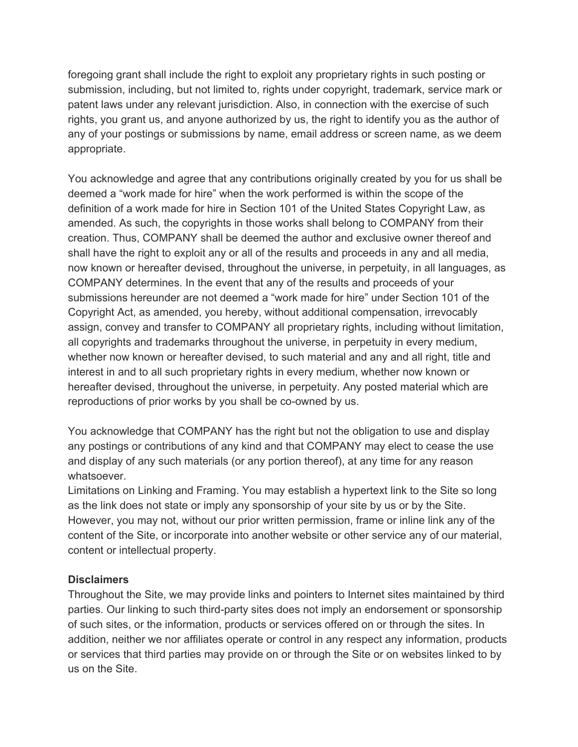foregoing grant shall include the right to exploit any proprietary rights in such posting or submission, including, but not limited to, rights under copyright, trademark, service mark or patent laws under any relevant jurisdiction. Also, in connection with the exercise of such rights, you grant us, and anyone authorized by us, the right to identify you as the author of any of your postings or submissions by name, email address or screen name, as we deem appropriate.

You acknowledge and agree that any contributions originally created by you for us shall be deemed a "work made for hire" when the work performed is within the scope of the definition of a work made for hire in Section 101 of the United States Copyright Law, as amended. As such, the copyrights in those works shall belong to COMPANY from their creation. Thus, COMPANY shall be deemed the author and exclusive owner thereof and shall have the right to exploit any or all of the results and proceeds in any and all media, now known or hereafter devised, throughout the universe, in perpetuity, in all languages, as COMPANY determines. In the event that any of the results and proceeds of your submissions hereunder are not deemed a "work made for hire" under Section 101 of the Copyright Act, as amended, you hereby, without additional compensation, irrevocably assign, convey and transfer to COMPANY all proprietary rights, including without limitation, all copyrights and trademarks throughout the universe, in perpetuity in every medium, whether now known or hereafter devised, to such material and any and all right, title and interest in and to all such proprietary rights in every medium, whether now known or hereafter devised, throughout the universe, in perpetuity. Any posted material which are reproductions of prior works by you shall be co-owned by us.

You acknowledge that COMPANY has the right but not the obligation to use and display any postings or contributions of any kind and that COMPANY may elect to cease the use and display of any such materials (or any portion thereof), at any time for any reason whatsoever.
Limitations on Linking and Framing. You may establish a hypertext link to the Site so long as the link does not state or imply any sponsorship of your site by us or by the Site. However, you may not, without our prior written permission, frame or inline link any of the content of the Site, or incorporate into another website or other service any of our material, content or intellectual property.

**Disclaimers**
Throughout the Site, we may provide links and pointers to Internet sites maintained by third parties. Our linking to such third-party sites does not imply an endorsement or sponsorship of such sites, or the information, products or services offered on or through the sites. In addition, neither we nor affiliates operate or control in any respect any information, products or services that third parties may provide on or through the Site or on websites linked to by us on the Site.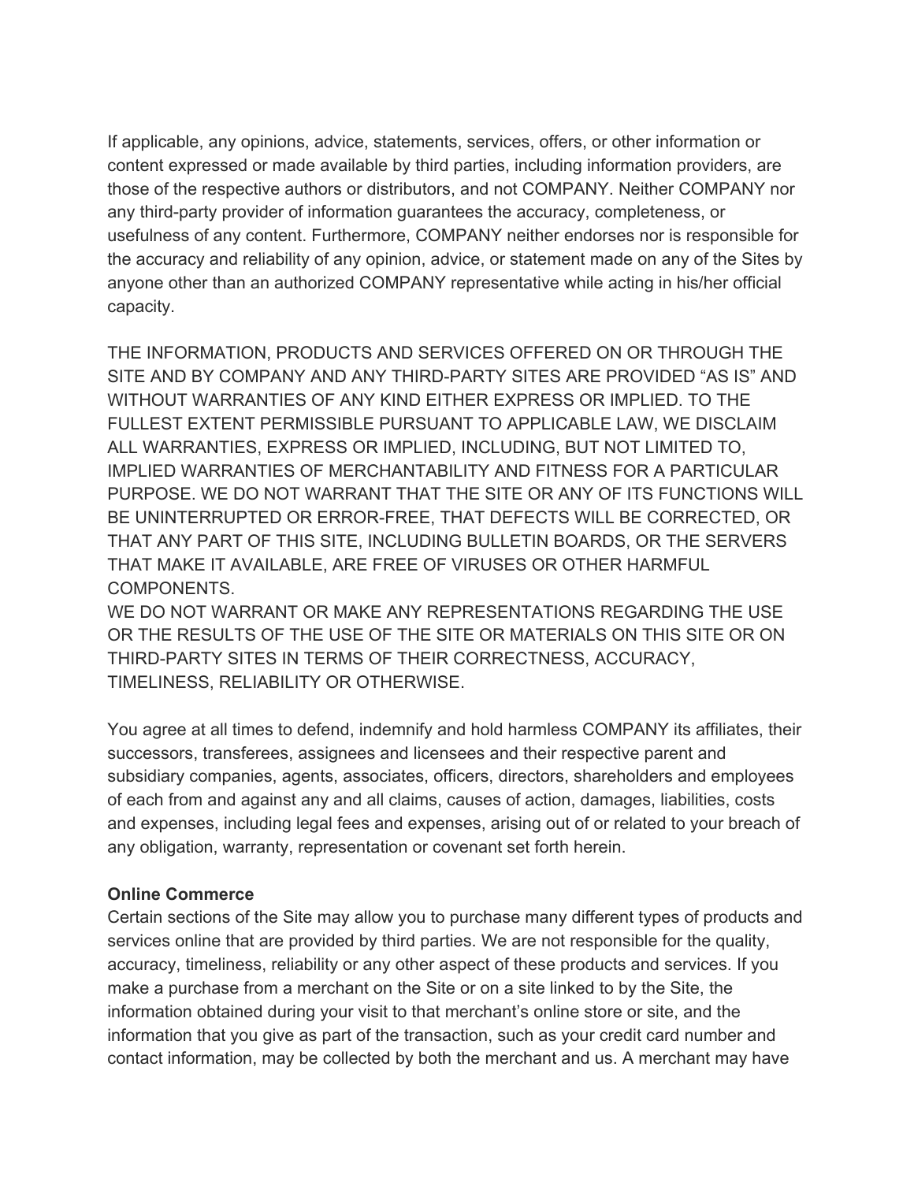If applicable, any opinions, advice, statements, services, offers, or other information or content expressed or made available by third parties, including information providers, are those of the respective authors or distributors, and not COMPANY. Neither COMPANY nor any third-party provider of information guarantees the accuracy, completeness, or usefulness of any content. Furthermore, COMPANY neither endorses nor is responsible for the accuracy and reliability of any opinion, advice, or statement made on any of the Sites by anyone other than an authorized COMPANY representative while acting in his/her official capacity.

THE INFORMATION, PRODUCTS AND SERVICES OFFERED ON OR THROUGH THE SITE AND BY COMPANY AND ANY THIRD-PARTY SITES ARE PROVIDED “AS IS” AND WITHOUT WARRANTIES OF ANY KIND EITHER EXPRESS OR IMPLIED. TO THE FULLEST EXTENT PERMISSIBLE PURSUANT TO APPLICABLE LAW, WE DISCLAIM ALL WARRANTIES, EXPRESS OR IMPLIED, INCLUDING, BUT NOT LIMITED TO, IMPLIED WARRANTIES OF MERCHANTABILITY AND FITNESS FOR A PARTICULAR PURPOSE. WE DO NOT WARRANT THAT THE SITE OR ANY OF ITS FUNCTIONS WILL BE UNINTERRUPTED OR ERROR-FREE, THAT DEFECTS WILL BE CORRECTED, OR THAT ANY PART OF THIS SITE, INCLUDING BULLETIN BOARDS, OR THE SERVERS THAT MAKE IT AVAILABLE, ARE FREE OF VIRUSES OR OTHER HARMFUL COMPONENTS.
WE DO NOT WARRANT OR MAKE ANY REPRESENTATIONS REGARDING THE USE OR THE RESULTS OF THE USE OF THE SITE OR MATERIALS ON THIS SITE OR ON THIRD-PARTY SITES IN TERMS OF THEIR CORRECTNESS, ACCURACY, TIMELINESS, RELIABILITY OR OTHERWISE.

You agree at all times to defend, indemnify and hold harmless COMPANY its affiliates, their successors, transferees, assignees and licensees and their respective parent and subsidiary companies, agents, associates, officers, directors, shareholders and employees of each from and against any and all claims, causes of action, damages, liabilities, costs and expenses, including legal fees and expenses, arising out of or related to your breach of any obligation, warranty, representation or covenant set forth herein.

**Online Commerce**
Certain sections of the Site may allow you to purchase many different types of products and services online that are provided by third parties. We are not responsible for the quality, accuracy, timeliness, reliability or any other aspect of these products and services. If you make a purchase from a merchant on the Site or on a site linked to by the Site, the information obtained during your visit to that merchant’s online store or site, and the information that you give as part of the transaction, such as your credit card number and contact information, may be collected by both the merchant and us. A merchant may have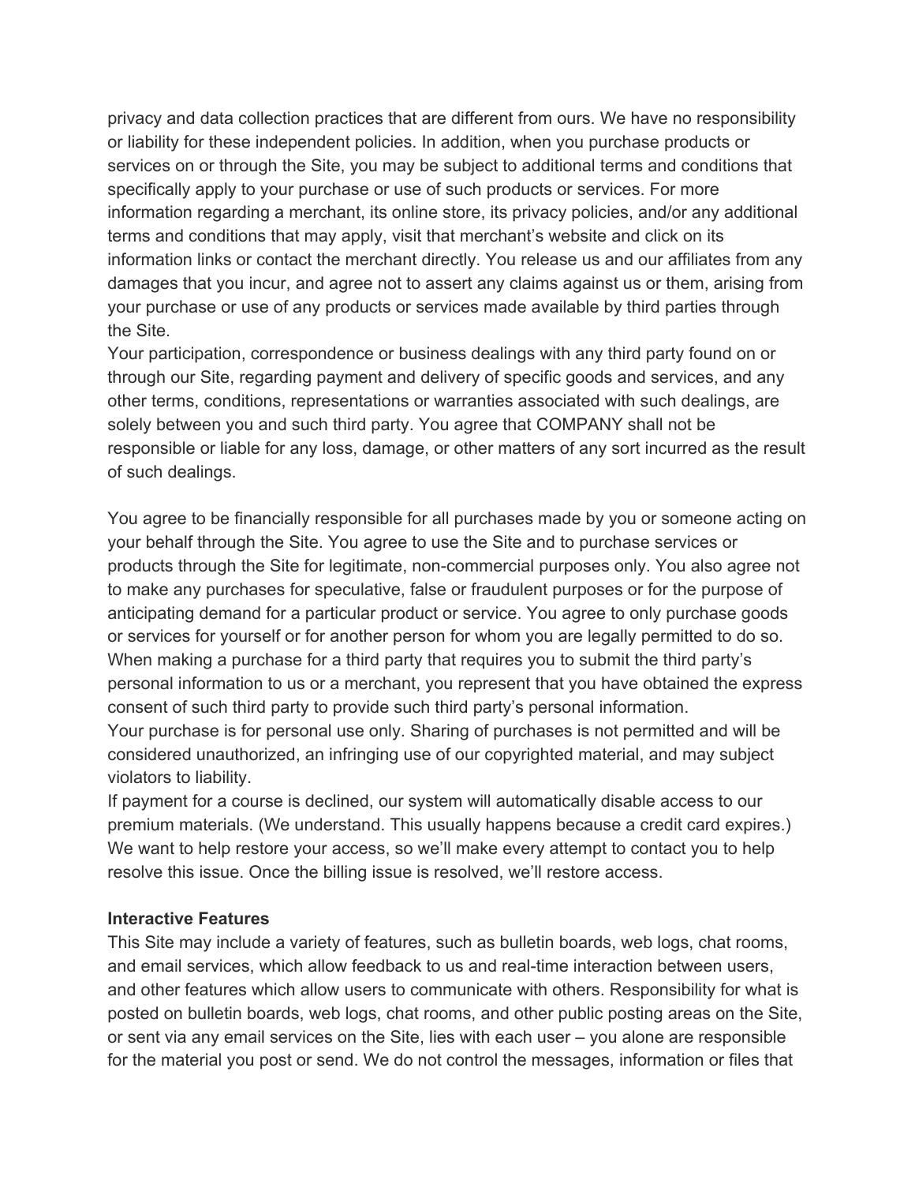privacy and data collection practices that are different from ours. We have no responsibility or liability for these independent policies. In addition, when you purchase products or services on or through the Site, you may be subject to additional terms and conditions that specifically apply to your purchase or use of such products or services. For more information regarding a merchant, its online store, its privacy policies, and/or any additional terms and conditions that may apply, visit that merchant's website and click on its information links or contact the merchant directly. You release us and our affiliates from any damages that you incur, and agree not to assert any claims against us or them, arising from your purchase or use of any products or services made available by third parties through the Site.

Your participation, correspondence or business dealings with any third party found on or through our Site, regarding payment and delivery of specific goods and services, and any other terms, conditions, representations or warranties associated with such dealings, are solely between you and such third party. You agree that COMPANY shall not be responsible or liable for any loss, damage, or other matters of any sort incurred as the result of such dealings.

You agree to be financially responsible for all purchases made by you or someone acting on your behalf through the Site. You agree to use the Site and to purchase services or products through the Site for legitimate, non-commercial purposes only. You also agree not to make any purchases for speculative, false or fraudulent purposes or for the purpose of anticipating demand for a particular product or service. You agree to only purchase goods or services for yourself or for another person for whom you are legally permitted to do so. When making a purchase for a third party that requires you to submit the third party's personal information to us or a merchant, you represent that you have obtained the express consent of such third party to provide such third party's personal information.

Your purchase is for personal use only. Sharing of purchases is not permitted and will be considered unauthorized, an infringing use of our copyrighted material, and may subject violators to liability.

If payment for a course is declined, our system will automatically disable access to our premium materials. (We understand. This usually happens because a credit card expires.) We want to help restore your access, so we'll make every attempt to contact you to help resolve this issue. Once the billing issue is resolved, we'll restore access.

**Interactive Features**

This Site may include a variety of features, such as bulletin boards, web logs, chat rooms, and email services, which allow feedback to us and real-time interaction between users, and other features which allow users to communicate with others. Responsibility for what is posted on bulletin boards, web logs, chat rooms, and other public posting areas on the Site, or sent via any email services on the Site, lies with each user – you alone are responsible for the material you post or send. We do not control the messages, information or files that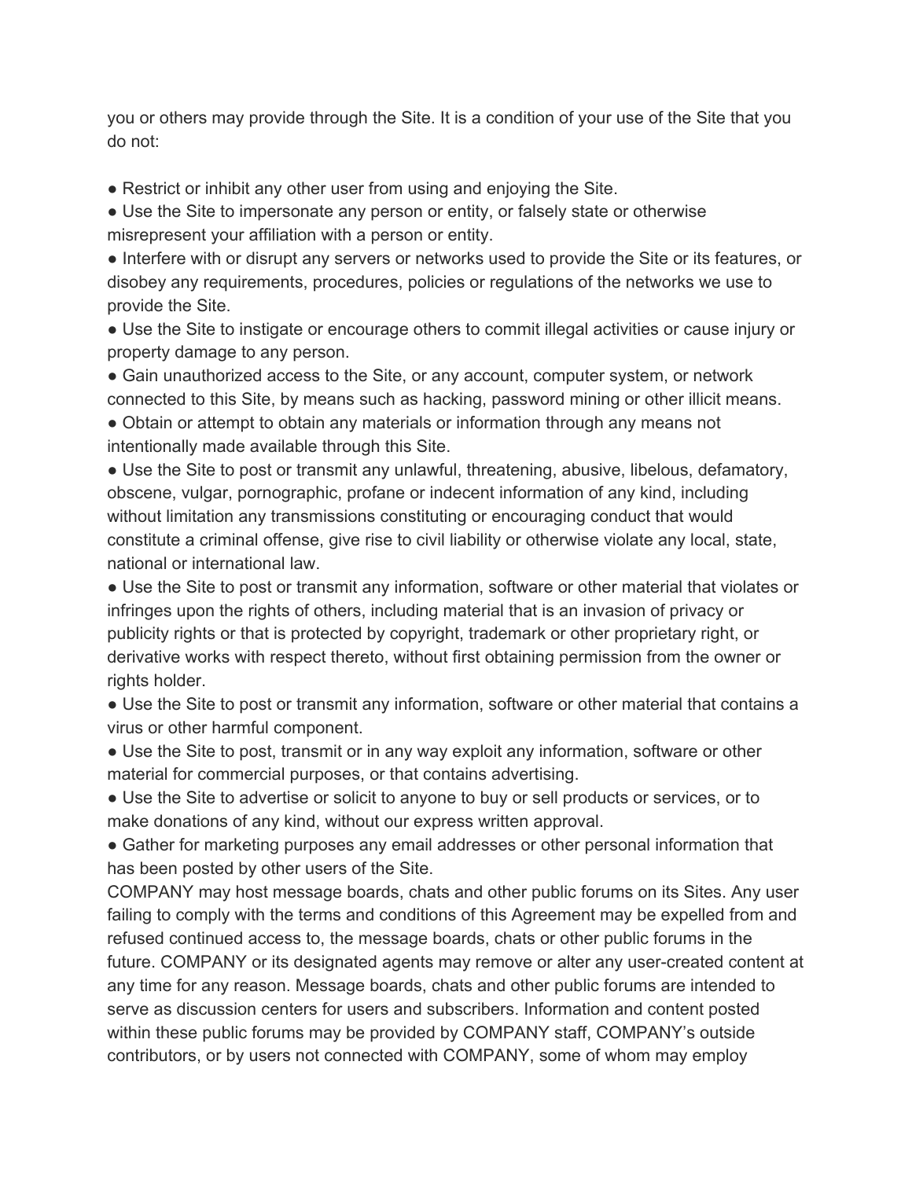you or others may provide through the Site. It is a condition of your use of the Site that you do not:

- Restrict or inhibit any other user from using and enjoying the Site.
- Use the Site to impersonate any person or entity, or falsely state or otherwise misrepresent your affiliation with a person or entity.
- Interfere with or disrupt any servers or networks used to provide the Site or its features, or disobey any requirements, procedures, policies or regulations of the networks we use to provide the Site.
- Use the Site to instigate or encourage others to commit illegal activities or cause injury or property damage to any person.
- Gain unauthorized access to the Site, or any account, computer system, or network connected to this Site, by means such as hacking, password mining or other illicit means.
- Obtain or attempt to obtain any materials or information through any means not intentionally made available through this Site.
- Use the Site to post or transmit any unlawful, threatening, abusive, libelous, defamatory, obscene, vulgar, pornographic, profane or indecent information of any kind, including without limitation any transmissions constituting or encouraging conduct that would constitute a criminal offense, give rise to civil liability or otherwise violate any local, state, national or international law.
- Use the Site to post or transmit any information, software or other material that violates or infringes upon the rights of others, including material that is an invasion of privacy or publicity rights or that is protected by copyright, trademark or other proprietary right, or derivative works with respect thereto, without first obtaining permission from the owner or rights holder.
- Use the Site to post or transmit any information, software or other material that contains a virus or other harmful component.
- Use the Site to post, transmit or in any way exploit any information, software or other material for commercial purposes, or that contains advertising.
- Use the Site to advertise or solicit to anyone to buy or sell products or services, or to make donations of any kind, without our express written approval.
- Gather for marketing purposes any email addresses or other personal information that has been posted by other users of the Site.

COMPANY may host message boards, chats and other public forums on its Sites. Any user failing to comply with the terms and conditions of this Agreement may be expelled from and refused continued access to, the message boards, chats or other public forums in the future. COMPANY or its designated agents may remove or alter any user-created content at any time for any reason. Message boards, chats and other public forums are intended to serve as discussion centers for users and subscribers. Information and content posted within these public forums may be provided by COMPANY staff, COMPANY's outside contributors, or by users not connected with COMPANY, some of whom may employ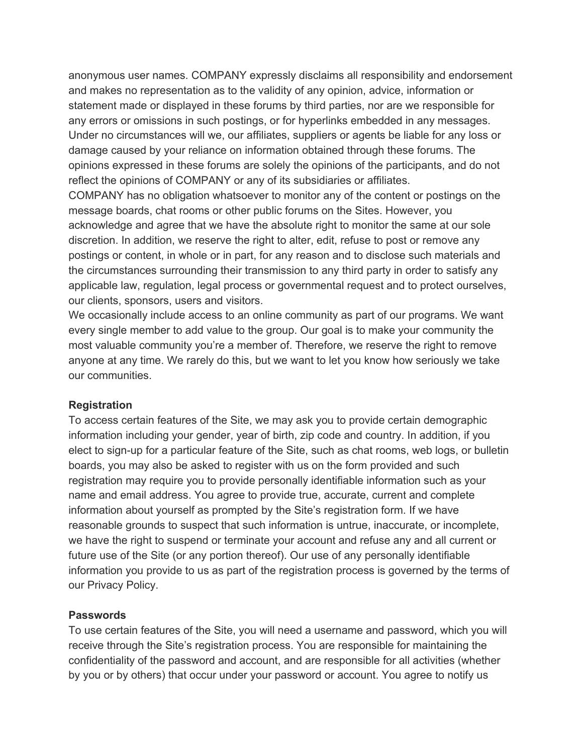anonymous user names. COMPANY expressly disclaims all responsibility and endorsement and makes no representation as to the validity of any opinion, advice, information or statement made or displayed in these forums by third parties, nor are we responsible for any errors or omissions in such postings, or for hyperlinks embedded in any messages. Under no circumstances will we, our affiliates, suppliers or agents be liable for any loss or damage caused by your reliance on information obtained through these forums. The opinions expressed in these forums are solely the opinions of the participants, and do not reflect the opinions of COMPANY or any of its subsidiaries or affiliates.

COMPANY has no obligation whatsoever to monitor any of the content or postings on the message boards, chat rooms or other public forums on the Sites. However, you acknowledge and agree that we have the absolute right to monitor the same at our sole discretion. In addition, we reserve the right to alter, edit, refuse to post or remove any postings or content, in whole or in part, for any reason and to disclose such materials and the circumstances surrounding their transmission to any third party in order to satisfy any applicable law, regulation, legal process or governmental request and to protect ourselves, our clients, sponsors, users and visitors.

We occasionally include access to an online community as part of our programs. We want every single member to add value to the group. Our goal is to make your community the most valuable community you're a member of. Therefore, we reserve the right to remove anyone at any time. We rarely do this, but we want to let you know how seriously we take our communities.

**Registration**

To access certain features of the Site, we may ask you to provide certain demographic information including your gender, year of birth, zip code and country. In addition, if you elect to sign-up for a particular feature of the Site, such as chat rooms, web logs, or bulletin boards, you may also be asked to register with us on the form provided and such registration may require you to provide personally identifiable information such as your name and email address. You agree to provide true, accurate, current and complete information about yourself as prompted by the Site's registration form. If we have reasonable grounds to suspect that such information is untrue, inaccurate, or incomplete, we have the right to suspend or terminate your account and refuse any and all current or future use of the Site (or any portion thereof). Our use of any personally identifiable information you provide to us as part of the registration process is governed by the terms of our Privacy Policy.

**Passwords**

To use certain features of the Site, you will need a username and password, which you will receive through the Site's registration process. You are responsible for maintaining the confidentiality of the password and account, and are responsible for all activities (whether by you or by others) that occur under your password or account. You agree to notify us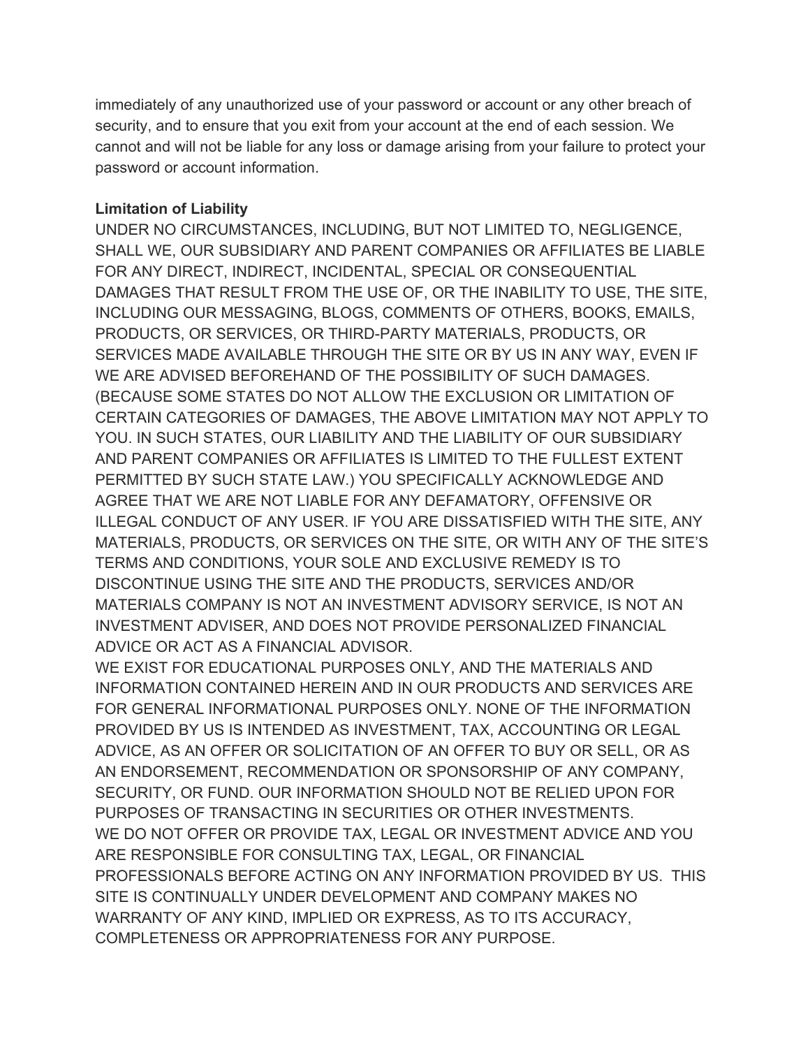immediately of any unauthorized use of your password or account or any other breach of security, and to ensure that you exit from your account at the end of each session. We cannot and will not be liable for any loss or damage arising from your failure to protect your password or account information.

**Limitation of Liability**

UNDER NO CIRCUMSTANCES, INCLUDING, BUT NOT LIMITED TO, NEGLIGENCE, SHALL WE, OUR SUBSIDIARY AND PARENT COMPANIES OR AFFILIATES BE LIABLE FOR ANY DIRECT, INDIRECT, INCIDENTAL, SPECIAL OR CONSEQUENTIAL DAMAGES THAT RESULT FROM THE USE OF, OR THE INABILITY TO USE, THE SITE, INCLUDING OUR MESSAGING, BLOGS, COMMENTS OF OTHERS, BOOKS, EMAILS, PRODUCTS, OR SERVICES, OR THIRD-PARTY MATERIALS, PRODUCTS, OR SERVICES MADE AVAILABLE THROUGH THE SITE OR BY US IN ANY WAY, EVEN IF WE ARE ADVISED BEFOREHAND OF THE POSSIBILITY OF SUCH DAMAGES. (BECAUSE SOME STATES DO NOT ALLOW THE EXCLUSION OR LIMITATION OF CERTAIN CATEGORIES OF DAMAGES, THE ABOVE LIMITATION MAY NOT APPLY TO YOU. IN SUCH STATES, OUR LIABILITY AND THE LIABILITY OF OUR SUBSIDIARY AND PARENT COMPANIES OR AFFILIATES IS LIMITED TO THE FULLEST EXTENT PERMITTED BY SUCH STATE LAW.) YOU SPECIFICALLY ACKNOWLEDGE AND AGREE THAT WE ARE NOT LIABLE FOR ANY DEFAMATORY, OFFENSIVE OR ILLEGAL CONDUCT OF ANY USER. IF YOU ARE DISSATISFIED WITH THE SITE, ANY MATERIALS, PRODUCTS, OR SERVICES ON THE SITE, OR WITH ANY OF THE SITE'S TERMS AND CONDITIONS, YOUR SOLE AND EXCLUSIVE REMEDY IS TO DISCONTINUE USING THE SITE AND THE PRODUCTS, SERVICES AND/OR MATERIALS COMPANY IS NOT AN INVESTMENT ADVISORY SERVICE, IS NOT AN INVESTMENT ADVISER, AND DOES NOT PROVIDE PERSONALIZED FINANCIAL ADVICE OR ACT AS A FINANCIAL ADVISOR.

WE EXIST FOR EDUCATIONAL PURPOSES ONLY, AND THE MATERIALS AND INFORMATION CONTAINED HEREIN AND IN OUR PRODUCTS AND SERVICES ARE FOR GENERAL INFORMATIONAL PURPOSES ONLY. NONE OF THE INFORMATION PROVIDED BY US IS INTENDED AS INVESTMENT, TAX, ACCOUNTING OR LEGAL ADVICE, AS AN OFFER OR SOLICITATION OF AN OFFER TO BUY OR SELL, OR AS AN ENDORSEMENT, RECOMMENDATION OR SPONSORSHIP OF ANY COMPANY, SECURITY, OR FUND. OUR INFORMATION SHOULD NOT BE RELIED UPON FOR PURPOSES OF TRANSACTING IN SECURITIES OR OTHER INVESTMENTS.

WE DO NOT OFFER OR PROVIDE TAX, LEGAL OR INVESTMENT ADVICE AND YOU ARE RESPONSIBLE FOR CONSULTING TAX, LEGAL, OR FINANCIAL PROFESSIONALS BEFORE ACTING ON ANY INFORMATION PROVIDED BY US. THIS SITE IS CONTINUALLY UNDER DEVELOPMENT AND COMPANY MAKES NO WARRANTY OF ANY KIND, IMPLIED OR EXPRESS, AS TO ITS ACCURACY, COMPLETENESS OR APPROPRIATENESS FOR ANY PURPOSE.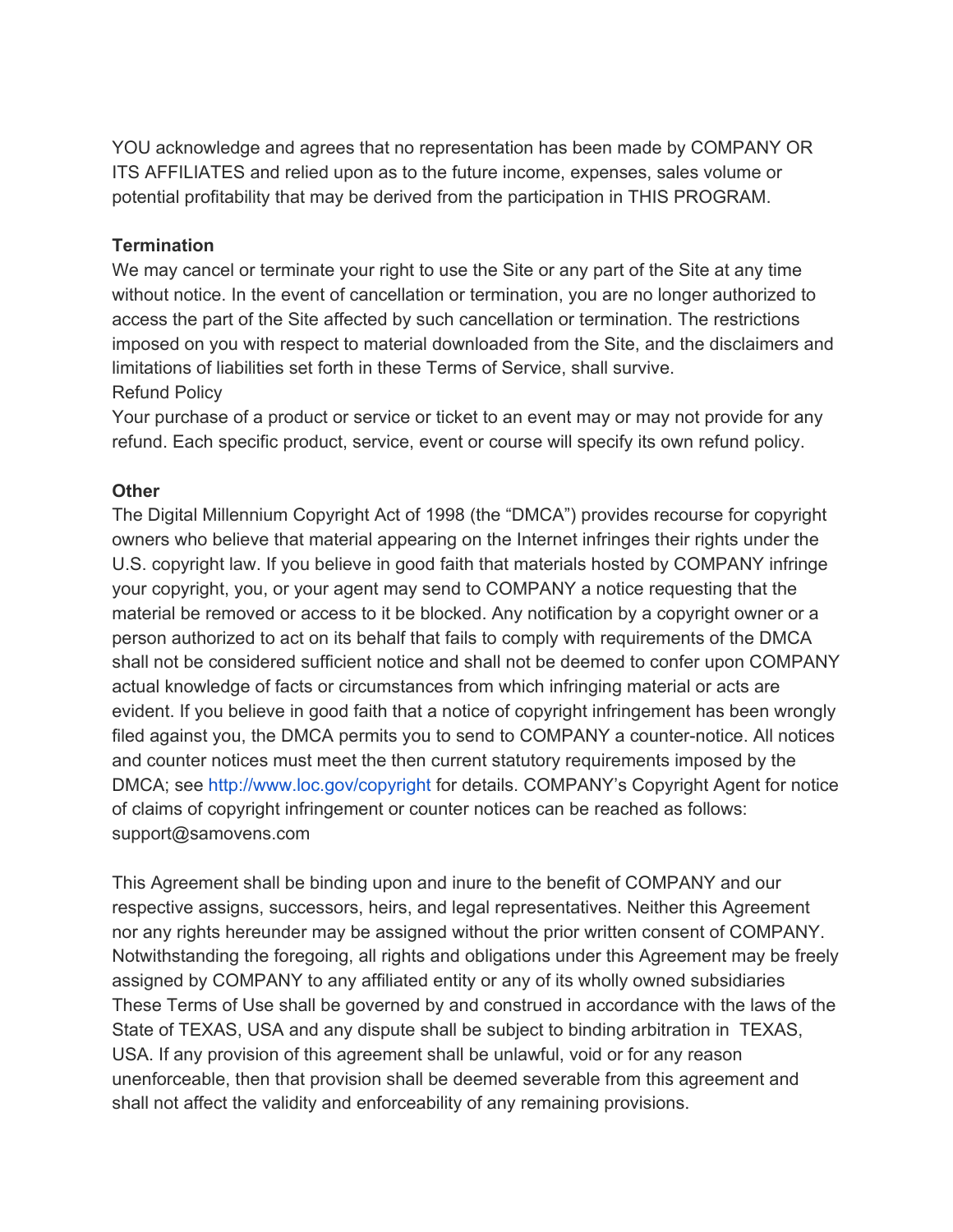YOU acknowledge and agrees that no representation has been made by COMPANY OR ITS AFFILIATES and relied upon as to the future income, expenses, sales volume or potential profitability that may be derived from the participation in THIS PROGRAM.

**Termination**

We may cancel or terminate your right to use the Site or any part of the Site at any time without notice. In the event of cancellation or termination, you are no longer authorized to access the part of the Site affected by such cancellation or termination. The restrictions imposed on you with respect to material downloaded from the Site, and the disclaimers and limitations of liabilities set forth in these Terms of Service, shall survive.

Refund Policy

Your purchase of a product or service or ticket to an event may or may not provide for any refund. Each specific product, service, event or course will specify its own refund policy.

**Other**

The Digital Millennium Copyright Act of 1998 (the "DMCA") provides recourse for copyright owners who believe that material appearing on the Internet infringes their rights under the U.S. copyright law. If you believe in good faith that materials hosted by COMPANY infringe your copyright, you, or your agent may send to COMPANY a notice requesting that the material be removed or access to it be blocked. Any notification by a copyright owner or a person authorized to act on its behalf that fails to comply with requirements of the DMCA shall not be considered sufficient notice and shall not be deemed to confer upon COMPANY actual knowledge of facts or circumstances from which infringing material or acts are evident. If you believe in good faith that a notice of copyright infringement has been wrongly filed against you, the DMCA permits you to send to COMPANY a counter-notice. All notices and counter notices must meet the then current statutory requirements imposed by the DMCA; see http://www.loc.gov/copyright for details. COMPANY's Copyright Agent for notice of claims of copyright infringement or counter notices can be reached as follows: support@samovens.com

This Agreement shall be binding upon and inure to the benefit of COMPANY and our respective assigns, successors, heirs, and legal representatives. Neither this Agreement nor any rights hereunder may be assigned without the prior written consent of COMPANY. Notwithstanding the foregoing, all rights and obligations under this Agreement may be freely assigned by COMPANY to any affiliated entity or any of its wholly owned subsidiaries These Terms of Use shall be governed by and construed in accordance with the laws of the State of TEXAS, USA and any dispute shall be subject to binding arbitration in TEXAS, USA. If any provision of this agreement shall be unlawful, void or for any reason unenforceable, then that provision shall be deemed severable from this agreement and shall not affect the validity and enforceability of any remaining provisions.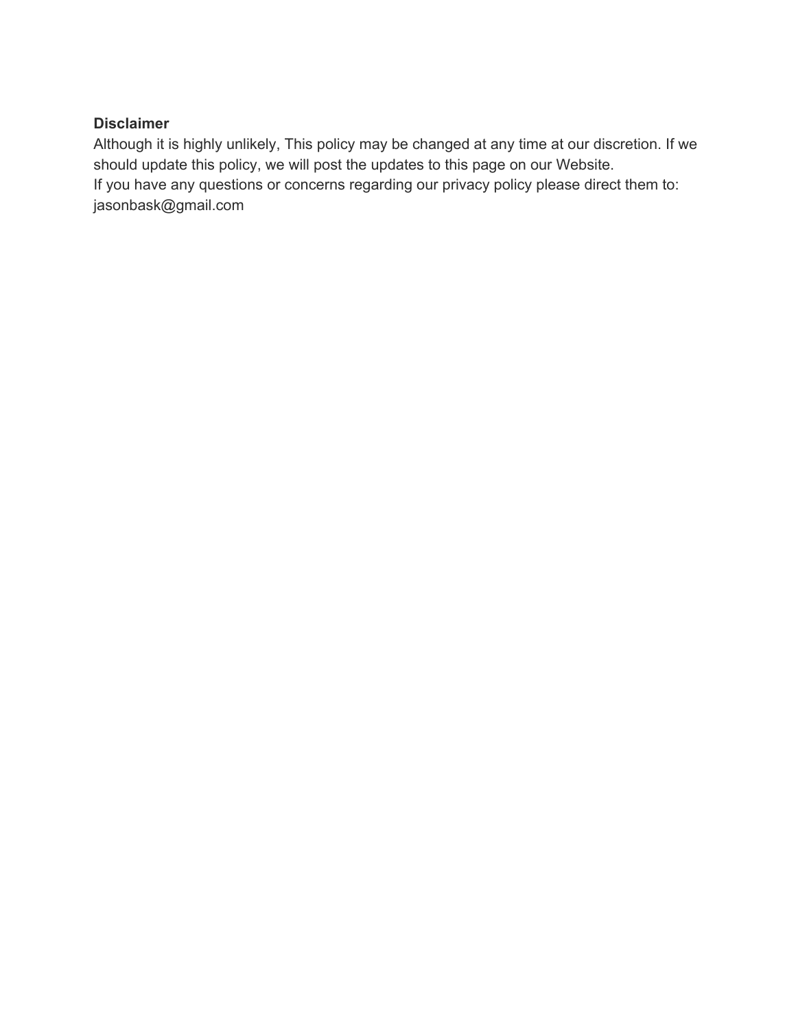**Disclaimer**

Although it is highly unlikely, This policy may be changed at any time at our discretion. If we should update this policy, we will post the updates to this page on our Website.

If you have any questions or concerns regarding our privacy policy please direct them to: jasonbask@gmail.com